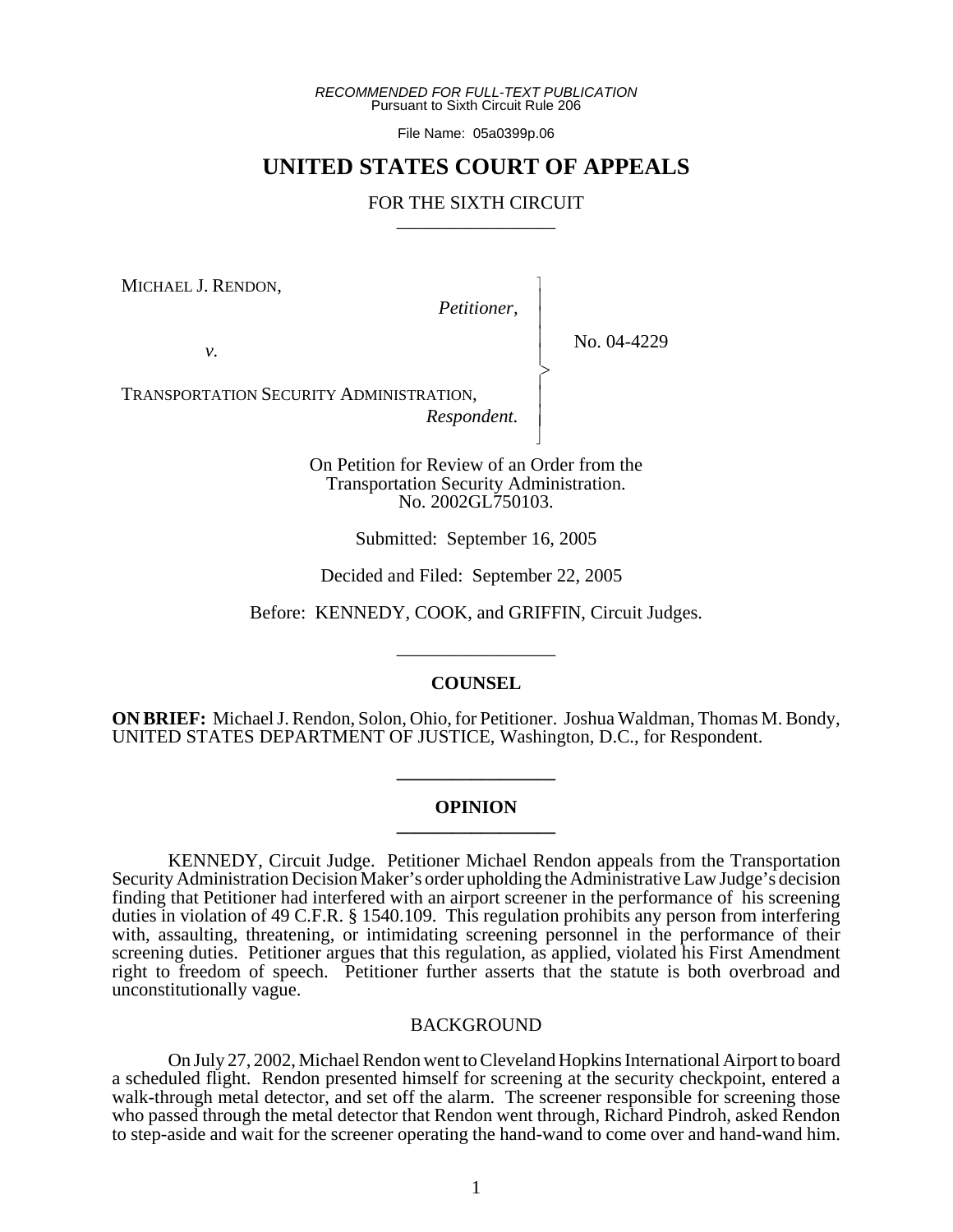*RECOMMENDED FOR FULL-TEXT PUBLICATION*
Pursuant to Sixth Circuit Rule 206

File Name: 05a0399p.06

# UNITED STATES COURT OF APPEALS

## FOR THE SIXTH CIRCUIT

MICHAEL J. RENDON,
*Petitioner,*

*v.*

TRANSPORTATION SECURITY ADMINISTRATION,
*Respondent.*

No. 04-4229

On Petition for Review of an Order from the Transportation Security Administration.
No. 2002GL750103.

Submitted: September 16, 2005

Decided and Filed: September 22, 2005

Before: KENNEDY, COOK, and GRIFFIN, Circuit Judges.

### COUNSEL

**ON BRIEF:** Michael J. Rendon, Solon, Ohio, for Petitioner. Joshua Waldman, Thomas M. Bondy, UNITED STATES DEPARTMENT OF JUSTICE, Washington, D.C., for Respondent.

### OPINION

KENNEDY, Circuit Judge. Petitioner Michael Rendon appeals from the Transportation Security Administration Decision Maker's order upholding the Administrative Law Judge's decision finding that Petitioner had interfered with an airport screener in the performance of his screening duties in violation of 49 C.F.R. § 1540.109. This regulation prohibits any person from interfering with, assaulting, threatening, or intimidating screening personnel in the performance of their screening duties. Petitioner argues that this regulation, as applied, violated his First Amendment right to freedom of speech. Petitioner further asserts that the statute is both overbroad and unconstitutionally vague.

### BACKGROUND

On July 27, 2002, Michael Rendon went to Cleveland Hopkins International Airport to board a scheduled flight. Rendon presented himself for screening at the security checkpoint, entered a walk-through metal detector, and set off the alarm. The screener responsible for screening those who passed through the metal detector that Rendon went through, Richard Pindroh, asked Rendon to step-aside and wait for the screener operating the hand-wand to come over and hand-wand him.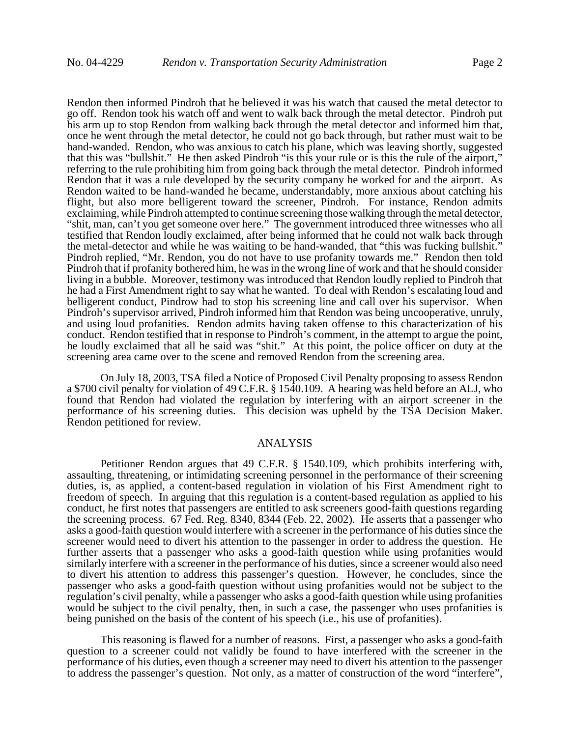Rendon then informed Pindroh that he believed it was his watch that caused the metal detector to go off. Rendon took his watch off and went to walk back through the metal detector. Pindroh put his arm up to stop Rendon from walking back through the metal detector and informed him that, once he went through the metal detector, he could not go back through, but rather must wait to be hand-wanded. Rendon, who was anxious to catch his plane, which was leaving shortly, suggested that this was "bullshit." He then asked Pindroh "is this your rule or is this the rule of the airport," referring to the rule prohibiting him from going back through the metal detector. Pindroh informed Rendon that it was a rule developed by the security company he worked for and the airport. As Rendon waited to be hand-wanded he became, understandably, more anxious about catching his flight, but also more belligerent toward the screener, Pindroh. For instance, Rendon admits exclaiming, while Pindroh attempted to continue screening those walking through the metal detector, "shit, man, can't you get someone over here." The government introduced three witnesses who all testified that Rendon loudly exclaimed, after being informed that he could not walk back through the metal-detector and while he was waiting to be hand-wanded, that "this was fucking bullshit." Pindroh replied, "Mr. Rendon, you do not have to use profanity towards me." Rendon then told Pindroh that if profanity bothered him, he was in the wrong line of work and that he should consider living in a bubble. Moreover, testimony was introduced that Rendon loudly replied to Pindroh that he had a First Amendment right to say what he wanted. To deal with Rendon's escalating loud and belligerent conduct, Pindrow had to stop his screening line and call over his supervisor. When Pindroh's supervisor arrived, Pindroh informed him that Rendon was being uncooperative, unruly, and using loud profanities. Rendon admits having taken offense to this characterization of his conduct. Rendon testified that in response to Pindroh's comment, in the attempt to argue the point, he loudly exclaimed that all he said was "shit." At this point, the police officer on duty at the screening area came over to the scene and removed Rendon from the screening area.

On July 18, 2003, TSA filed a Notice of Proposed Civil Penalty proposing to assess Rendon a $700 civil penalty for violation of 49 C.F.R. § 1540.109. A hearing was held before an ALJ, who found that Rendon had violated the regulation by interfering with an airport screener in the performance of his screening duties. This decision was upheld by the TSA Decision Maker. Rendon petitioned for review.

## ANALYSIS

Petitioner Rendon argues that 49 C.F.R. § 1540.109, which prohibits interfering with, assaulting, threatening, or intimidating screening personnel in the performance of their screening duties, is, as applied, a content-based regulation in violation of his First Amendment right to freedom of speech. In arguing that this regulation is a content-based regulation as applied to his conduct, he first notes that passengers are entitled to ask screeners good-faith questions regarding the screening process. 67 Fed. Reg. 8340, 8344 (Feb. 22, 2002). He asserts that a passenger who asks a good-faith question would interfere with a screener in the performance of his duties since the screener would need to divert his attention to the passenger in order to address the question. He further asserts that a passenger who asks a good-faith question while using profanities would similarly interfere with a screener in the performance of his duties, since a screener would also need to divert his attention to address this passenger's question. However, he concludes, since the passenger who asks a good-faith question without using profanities would not be subject to the regulation's civil penalty, while a passenger who asks a good-faith question while using profanities would be subject to the civil penalty, then, in such a case, the passenger who uses profanities is being punished on the basis of the content of his speech (i.e., his use of profanities).

This reasoning is flawed for a number of reasons. First, a passenger who asks a good-faith question to a screener could not validly be found to have interfered with the screener in the performance of his duties, even though a screener may need to divert his attention to the passenger to address the passenger's question. Not only, as a matter of construction of the word "interfere",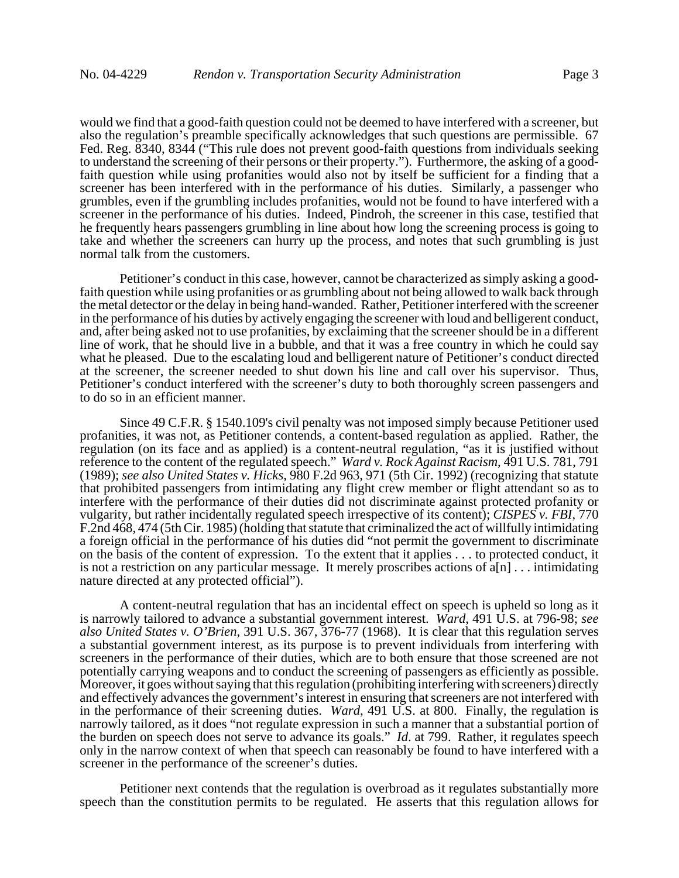would we find that a good-faith question could not be deemed to have interfered with a screener, but also the regulation's preamble specifically acknowledges that such questions are permissible. 67 Fed. Reg. 8340, 8344 ("This rule does not prevent good-faith questions from individuals seeking to understand the screening of their persons or their property."). Furthermore, the asking of a good-faith question while using profanities would also not by itself be sufficient for a finding that a screener has been interfered with in the performance of his duties. Similarly, a passenger who grumbles, even if the grumbling includes profanities, would not be found to have interfered with a screener in the performance of his duties. Indeed, Pindroh, the screener in this case, testified that he frequently hears passengers grumbling in line about how long the screening process is going to take and whether the screeners can hurry up the process, and notes that such grumbling is just normal talk from the customers.

Petitioner's conduct in this case, however, cannot be characterized as simply asking a good-faith question while using profanities or as grumbling about not being allowed to walk back through the metal detector or the delay in being hand-wanded. Rather, Petitioner interfered with the screener in the performance of his duties by actively engaging the screener with loud and belligerent conduct, and, after being asked not to use profanities, by exclaiming that the screener should be in a different line of work, that he should live in a bubble, and that it was a free country in which he could say what he pleased. Due to the escalating loud and belligerent nature of Petitioner's conduct directed at the screener, the screener needed to shut down his line and call over his supervisor. Thus, Petitioner's conduct interfered with the screener's duty to both thoroughly screen passengers and to do so in an efficient manner.

Since 49 C.F.R. § 1540.109's civil penalty was not imposed simply because Petitioner used profanities, it was not, as Petitioner contends, a content-based regulation as applied. Rather, the regulation (on its face and as applied) is a content-neutral regulation, "as it is justified without reference to the content of the regulated speech." *Ward v. Rock Against Racism*, 491 U.S. 781, 791 (1989); *see also United States v. Hicks*, 980 F.2d 963, 971 (5th Cir. 1992) (recognizing that statute that prohibited passengers from intimidating any flight crew member or flight attendant so as to interfere with the performance of their duties did not discriminate against protected profanity or vulgarity, but rather incidentally regulated speech irrespective of its content); *CISPES v. FBI*, 770 F.2nd 468, 474 (5th Cir. 1985) (holding that statute that criminalized the act of willfully intimidating a foreign official in the performance of his duties did "not permit the government to discriminate on the basis of the content of expression. To the extent that it applies . . . to protected conduct, it is not a restriction on any particular message. It merely proscribes actions of a[n] . . . intimidating nature directed at any protected official").

A content-neutral regulation that has an incidental effect on speech is upheld so long as it is narrowly tailored to advance a substantial government interest. *Ward*, 491 U.S. at 796-98; *see also United States v. O'Brien*, 391 U.S. 367, 376-77 (1968). It is clear that this regulation serves a substantial government interest, as its purpose is to prevent individuals from interfering with screeners in the performance of their duties, which are to both ensure that those screened are not potentially carrying weapons and to conduct the screening of passengers as efficiently as possible. Moreover, it goes without saying that this regulation (prohibiting interfering with screeners) directly and effectively advances the government's interest in ensuring that screeners are not interfered with in the performance of their screening duties. *Ward*, 491 U.S. at 800. Finally, the regulation is narrowly tailored, as it does "not regulate expression in such a manner that a substantial portion of the burden on speech does not serve to advance its goals." *Id*. at 799. Rather, it regulates speech only in the narrow context of when that speech can reasonably be found to have interfered with a screener in the performance of the screener's duties.

Petitioner next contends that the regulation is overbroad as it regulates substantially more speech than the constitution permits to be regulated. He asserts that this regulation allows for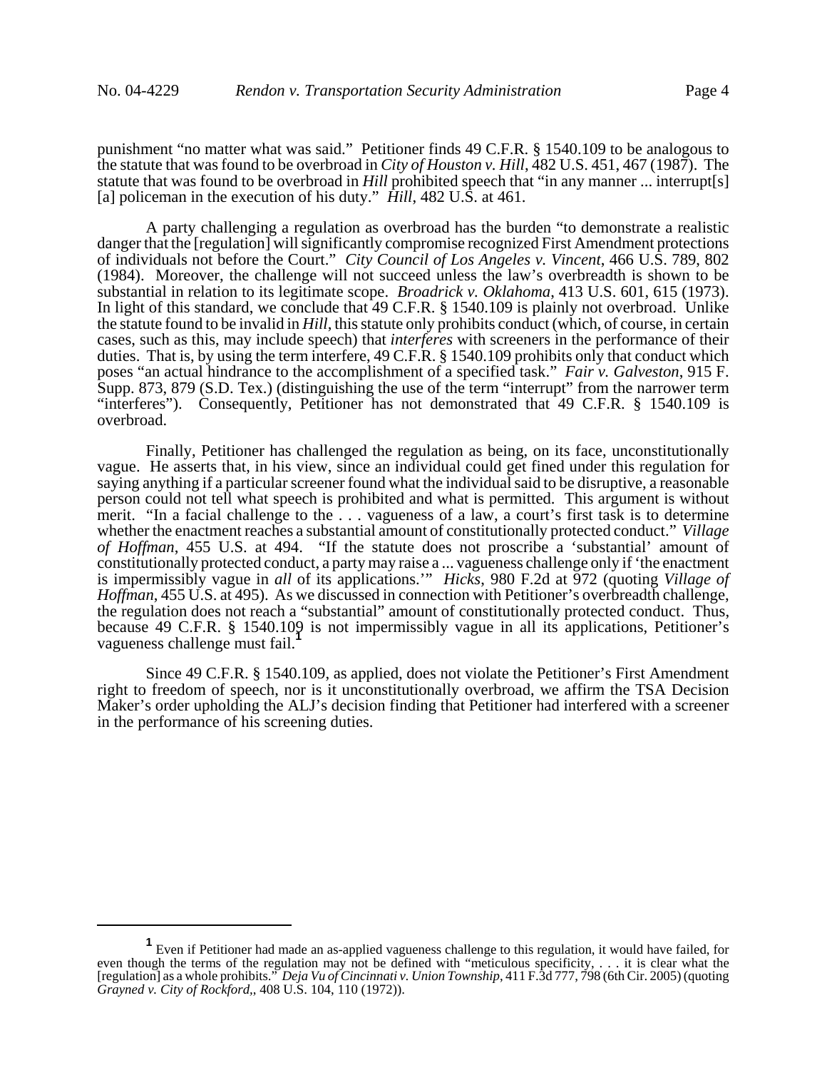punishment "no matter what was said." Petitioner finds 49 C.F.R. § 1540.109 to be analogous to the statute that was found to be overbroad in *City of Houston v. Hill*, 482 U.S. 451, 467 (1987). The statute that was found to be overbroad in *Hill* prohibited speech that "in any manner ... interrupt[s] [a] policeman in the execution of his duty." *Hill*, 482 U.S. at 461.

A party challenging a regulation as overbroad has the burden "to demonstrate a realistic danger that the [regulation] will significantly compromise recognized First Amendment protections of individuals not before the Court." *City Council of Los Angeles v. Vincent*, 466 U.S. 789, 802 (1984). Moreover, the challenge will not succeed unless the law's overbreadth is shown to be substantial in relation to its legitimate scope. *Broadrick v. Oklahoma*, 413 U.S. 601, 615 (1973). In light of this standard, we conclude that 49 C.F.R. § 1540.109 is plainly not overbroad. Unlike the statute found to be invalid in *Hill*, this statute only prohibits conduct (which, of course, in certain cases, such as this, may include speech) that *interferes* with screeners in the performance of their duties. That is, by using the term interfere, 49 C.F.R. § 1540.109 prohibits only that conduct which poses "an actual hindrance to the accomplishment of a specified task." *Fair v. Galveston*, 915 F. Supp. 873, 879 (S.D. Tex.) (distinguishing the use of the term "interrupt" from the narrower term "interferes"). Consequently, Petitioner has not demonstrated that 49 C.F.R. § 1540.109 is overbroad.

Finally, Petitioner has challenged the regulation as being, on its face, unconstitutionally vague. He asserts that, in his view, since an individual could get fined under this regulation for saying anything if a particular screener found what the individual said to be disruptive, a reasonable person could not tell what speech is prohibited and what is permitted. This argument is without merit. "In a facial challenge to the . . . vagueness of a law, a court's first task is to determine whether the enactment reaches a substantial amount of constitutionally protected conduct." *Village of Hoffman*, 455 U.S. at 494. "If the statute does not proscribe a 'substantial' amount of constitutionally protected conduct, a party may raise a ... vagueness challenge only if 'the enactment is impermissibly vague in *all* of its applications.'" *Hicks*, 980 F.2d at 972 (quoting *Village of Hoffman*, 455 U.S. at 495). As we discussed in connection with Petitioner's overbreadth challenge, the regulation does not reach a "substantial" amount of constitutionally protected conduct. Thus, because 49 C.F.R. § 1540.109 is not impermissibly vague in all its applications, Petitioner's vagueness challenge must fail.[1]

Since 49 C.F.R. § 1540.109, as applied, does not violate the Petitioner's First Amendment right to freedom of speech, nor is it unconstitutionally overbroad, we affirm the TSA Decision Maker's order upholding the ALJ's decision finding that Petitioner had interfered with a screener in the performance of his screening duties.

---

[1] Even if Petitioner had made an as-applied vagueness challenge to this regulation, it would have failed, for even though the terms of the regulation may not be defined with "meticulous specificity, . . . it is clear what the [regulation] as a whole prohibits." *Deja Vu of Cincinnati v. Union Township*, 411 F.3d 777, 798 (6th Cir. 2005) (quoting *Grayned v. City of Rockford*,, 408 U.S. 104, 110 (1972)).